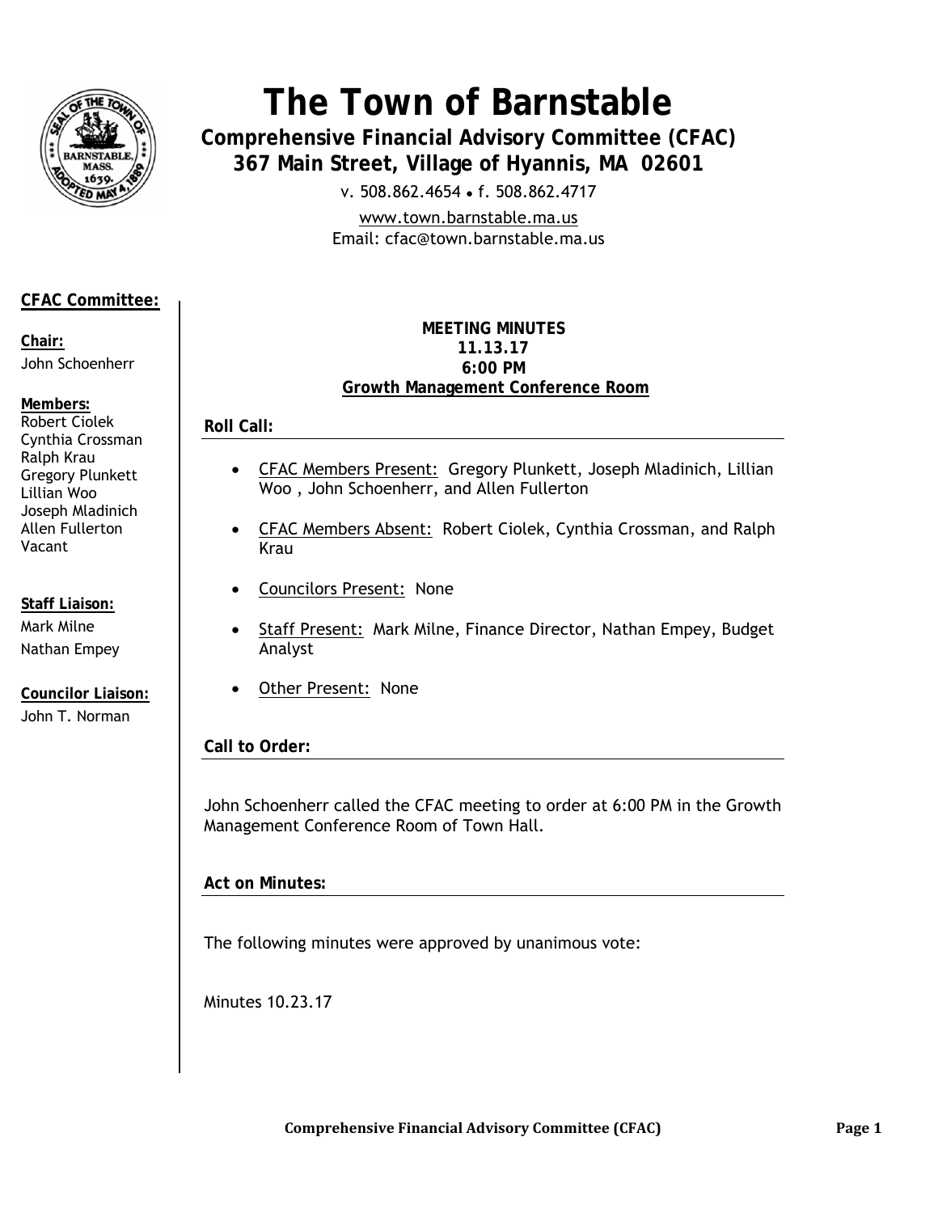# The Town of Barnstable

**Comprehensive Financial Advisory Committee (CFAC)**
**367 Main Street, Village of Hyannis, MA 02601**

v. 508.862.4654 • f. 508.862.4717

www.town.barnstable.ma.us
Email: cfac@town.barnstable.ma.us

**CFAC Committee:**

**Chair:**
John Schoenherr

**Members:**
Robert Ciolek
Cynthia Crossman
Ralph Krau
Gregory Plunkett
Lillian Woo
Joseph Mladinich
Allen Fullerton
Vacant

**Staff Liaison:**
Mark Milne
Nathan Empey

**Councilor Liaison:**
John T. Norman

**MEETING MINUTES**
**11.13.17**
**6:00 PM**
**Growth Management Conference Room**

## Roll Call:

- CFAC Members Present: Gregory Plunkett, Joseph Mladinich, Lillian Woo , John Schoenherr, and Allen Fullerton
- CFAC Members Absent: Robert Ciolek, Cynthia Crossman, and Ralph Krau
- Councilors Present: None
- Staff Present: Mark Milne, Finance Director, Nathan Empey, Budget Analyst
- Other Present: None

## Call to Order:

John Schoenherr called the CFAC meeting to order at 6:00 PM in the Growth Management Conference Room of Town Hall.

## Act on Minutes:

The following minutes were approved by unanimous vote:

Minutes 10.23.17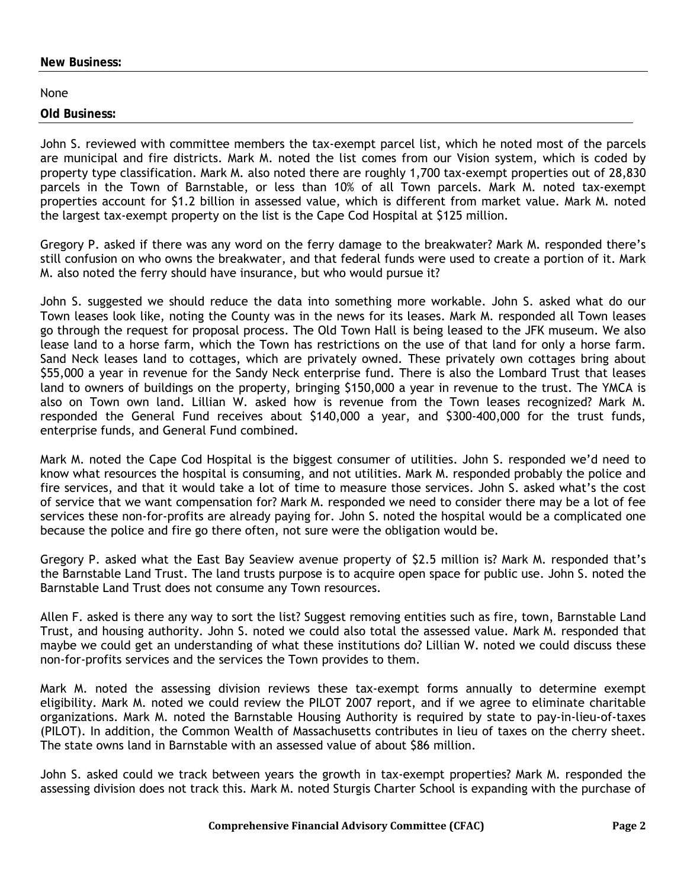**New Business:**

None

**Old Business:**

John S. reviewed with committee members the tax-exempt parcel list, which he noted most of the parcels are municipal and fire districts. Mark M. noted the list comes from our Vision system, which is coded by property type classification. Mark M. also noted there are roughly 1,700 tax-exempt properties out of 28,830 parcels in the Town of Barnstable, or less than 10% of all Town parcels. Mark M. noted tax-exempt properties account for $1.2 billion in assessed value, which is different from market value. Mark M. noted the largest tax-exempt property on the list is the Cape Cod Hospital at $125 million.

Gregory P. asked if there was any word on the ferry damage to the breakwater? Mark M. responded there's still confusion on who owns the breakwater, and that federal funds were used to create a portion of it. Mark M. also noted the ferry should have insurance, but who would pursue it?

John S. suggested we should reduce the data into something more workable. John S. asked what do our Town leases look like, noting the County was in the news for its leases. Mark M. responded all Town leases go through the request for proposal process. The Old Town Hall is being leased to the JFK museum. We also lease land to a horse farm, which the Town has restrictions on the use of that land for only a horse farm. Sand Neck leases land to cottages, which are privately owned. These privately own cottages bring about $55,000 a year in revenue for the Sandy Neck enterprise fund. There is also the Lombard Trust that leases land to owners of buildings on the property, bringing $150,000 a year in revenue to the trust. The YMCA is also on Town own land. Lillian W. asked how is revenue from the Town leases recognized? Mark M. responded the General Fund receives about $140,000 a year, and $300-400,000 for the trust funds, enterprise funds, and General Fund combined.

Mark M. noted the Cape Cod Hospital is the biggest consumer of utilities. John S. responded we'd need to know what resources the hospital is consuming, and not utilities. Mark M. responded probably the police and fire services, and that it would take a lot of time to measure those services. John S. asked what's the cost of service that we want compensation for? Mark M. responded we need to consider there may be a lot of fee services these non-for-profits are already paying for. John S. noted the hospital would be a complicated one because the police and fire go there often, not sure were the obligation would be.

Gregory P. asked what the East Bay Seaview avenue property of $2.5 million is? Mark M. responded that's the Barnstable Land Trust. The land trusts purpose is to acquire open space for public use. John S. noted the Barnstable Land Trust does not consume any Town resources.

Allen F. asked is there any way to sort the list? Suggest removing entities such as fire, town, Barnstable Land Trust, and housing authority. John S. noted we could also total the assessed value. Mark M. responded that maybe we could get an understanding of what these institutions do? Lillian W. noted we could discuss these non-for-profits services and the services the Town provides to them.

Mark M. noted the assessing division reviews these tax-exempt forms annually to determine exempt eligibility. Mark M. noted we could review the PILOT 2007 report, and if we agree to eliminate charitable organizations. Mark M. noted the Barnstable Housing Authority is required by state to pay-in-lieu-of-taxes (PILOT). In addition, the Common Wealth of Massachusetts contributes in lieu of taxes on the cherry sheet. The state owns land in Barnstable with an assessed value of about $86 million.

John S. asked could we track between years the growth in tax-exempt properties? Mark M. responded the assessing division does not track this. Mark M. noted Sturgis Charter School is expanding with the purchase of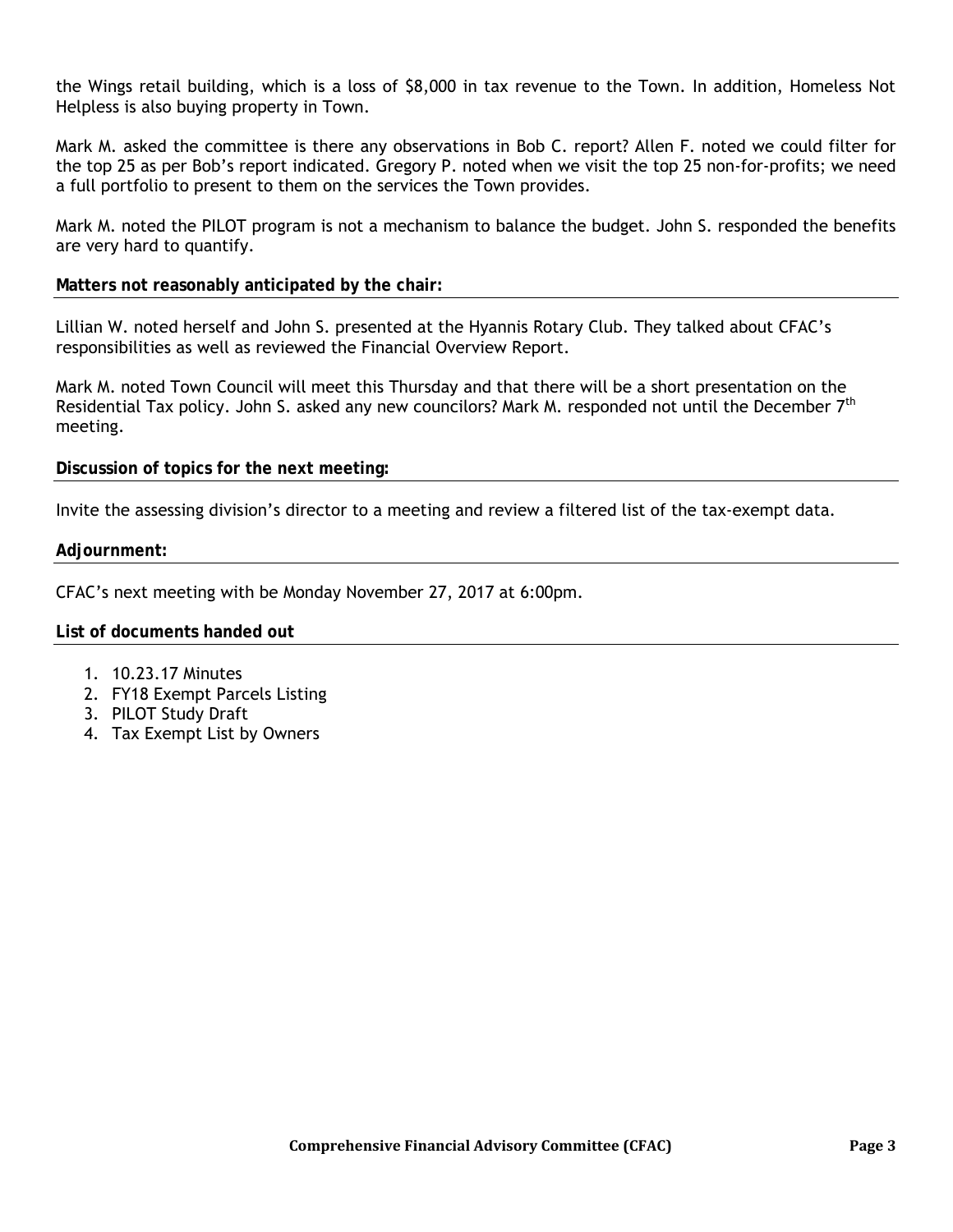the Wings retail building, which is a loss of $8,000 in tax revenue to the Town. In addition, Homeless Not Helpless is also buying property in Town.

Mark M. asked the committee is there any observations in Bob C. report? Allen F. noted we could filter for the top 25 as per Bob's report indicated. Gregory P. noted when we visit the top 25 non-for-profits; we need a full portfolio to present to them on the services the Town provides.

Mark M. noted the PILOT program is not a mechanism to balance the budget. John S. responded the benefits are very hard to quantify.

**Matters not reasonably anticipated by the chair:**

Lillian W. noted herself and John S. presented at the Hyannis Rotary Club. They talked about CFAC's responsibilities as well as reviewed the Financial Overview Report.

Mark M. noted Town Council will meet this Thursday and that there will be a short presentation on the Residential Tax policy. John S. asked any new councilors? Mark M. responded not until the December 7th meeting.

**Discussion of topics for the next meeting:**

Invite the assessing division's director to a meeting and review a filtered list of the tax-exempt data.

**Adjournment:**

CFAC's next meeting with be Monday November 27, 2017 at 6:00pm.

**List of documents handed out**

1. 10.23.17 Minutes
2. FY18 Exempt Parcels Listing
3. PILOT Study Draft
4. Tax Exempt List by Owners